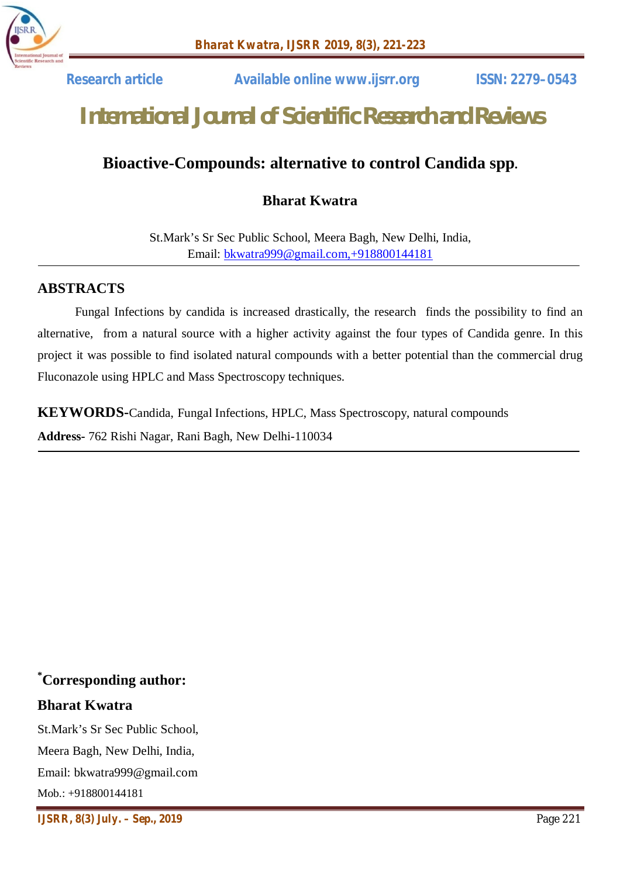Research article Available online www.ijsrr.org ISSN: 2279–0543

# International Journal of Scientific Research and Reviews

## Bioactive-Compounds: alternative to control Candida spp.

**Bharat Kwatra**

St.Mark's Sr Sec Public School, Meera Bagh, New Delhi, India,
Email: bkwatra999@gmail.com,+918800144181

### ABSTRACTS

Fungal Infections by candida is increased drastically, the research finds the possibility to find an alternative, from a natural source with a higher activity against the four types of Candida genre. In this project it was possible to find isolated natural compounds with a better potential than the commercial drug Fluconazole using HPLC and Mass Spectroscopy techniques.

**KEYWORDS-**Candida, Fungal Infections, HPLC, Mass Spectroscopy, natural compounds

**Address-** 762 Rishi Nagar, Rani Bagh, New Delhi-110034

**[*]Corresponding author:**

**Bharat Kwatra**

St.Mark's Sr Sec Public School,

Meera Bagh, New Delhi, India,

Email: bkwatra999@gmail.com

Mob.: +918800144181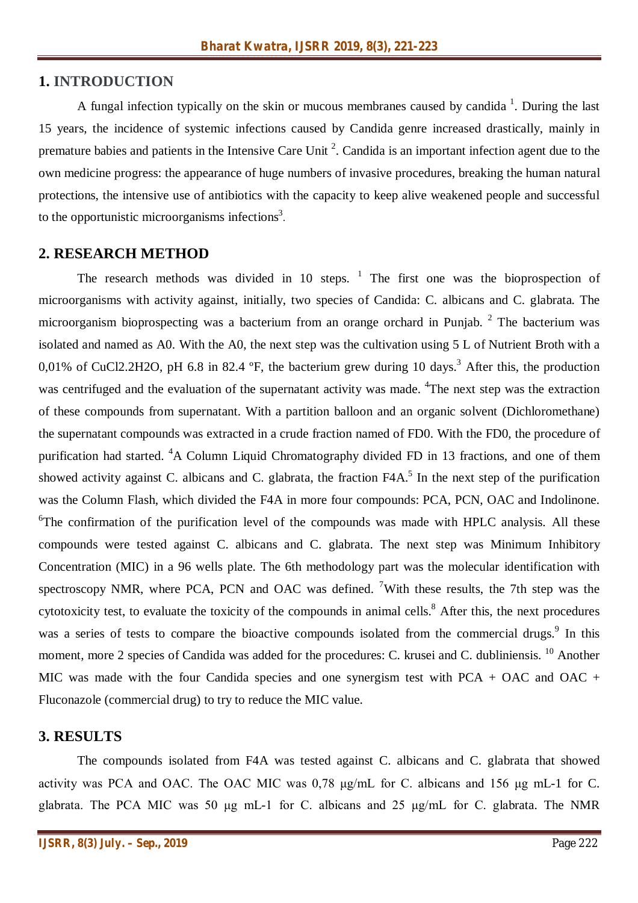## 1. INTRODUCTION

A fungal infection typically on the skin or mucous membranes caused by candida [1]. During the last 15 years, the incidence of systemic infections caused by Candida genre increased drastically, mainly in premature babies and patients in the Intensive Care Unit [2]. Candida is an important infection agent due to the own medicine progress: the appearance of huge numbers of invasive procedures, breaking the human natural protections, the intensive use of antibiotics with the capacity to keep alive weakened people and successful to the opportunistic microorganisms infections[3].

## 2. RESEARCH METHOD

The research methods was divided in 10 steps. [1] The first one was the bioprospection of microorganisms with activity against, initially, two species of Candida: C. albicans and C. glabrata. The microorganism bioprospecting was a bacterium from an orange orchard in Punjab. [2] The bacterium was isolated and named as A0. With the A0, the next step was the cultivation using 5 L of Nutrient Broth with a 0,01% of $CuCl_2.2H_2O$, pH 6.8 in 82.4 ºF, the bacterium grew during 10 days.[3] After this, the production was centrifuged and the evaluation of the supernatant activity was made. [4]The next step was the extraction of these compounds from supernatant. With a partition balloon and an organic solvent (Dichloromethane) the supernatant compounds was extracted in a crude fraction named of FD0. With the FD0, the procedure of purification had started. [4]A Column Liquid Chromatography divided FD in 13 fractions, and one of them showed activity against C. albicans and C. glabrata, the fraction F4A.[5] In the next step of the purification was the Column Flash, which divided the F4A in more four compounds: PCA, PCN, OAC and Indolinone. [6]The confirmation of the purification level of the compounds was made with HPLC analysis. All these compounds were tested against C. albicans and C. glabrata. The next step was Minimum Inhibitory Concentration (MIC) in a 96 wells plate. The 6th methodology part was the molecular identification with spectroscopy NMR, where PCA, PCN and OAC was defined. [7]With these results, the 7th step was the cytotoxicity test, to evaluate the toxicity of the compounds in animal cells.[8] After this, the next procedures was a series of tests to compare the bioactive compounds isolated from the commercial drugs.[9] In this moment, more 2 species of Candida was added for the procedures: C. krusei and C. dubliniensis. [10] Another MIC was made with the four Candida species and one synergism test with PCA + OAC and OAC + Fluconazole (commercial drug) to try to reduce the MIC value.

## 3. RESULTS

The compounds isolated from F4A was tested against C. albicans and C. glabrata that showed activity was PCA and OAC. The OAC MIC was 0,78 μg/mL for C. albicans and 156 μg $mL^{-1}$ for C. glabrata. The PCA MIC was 50 μg $mL^{-1}$ for C. albicans and 25 μg/mL for C. glabrata. The NMR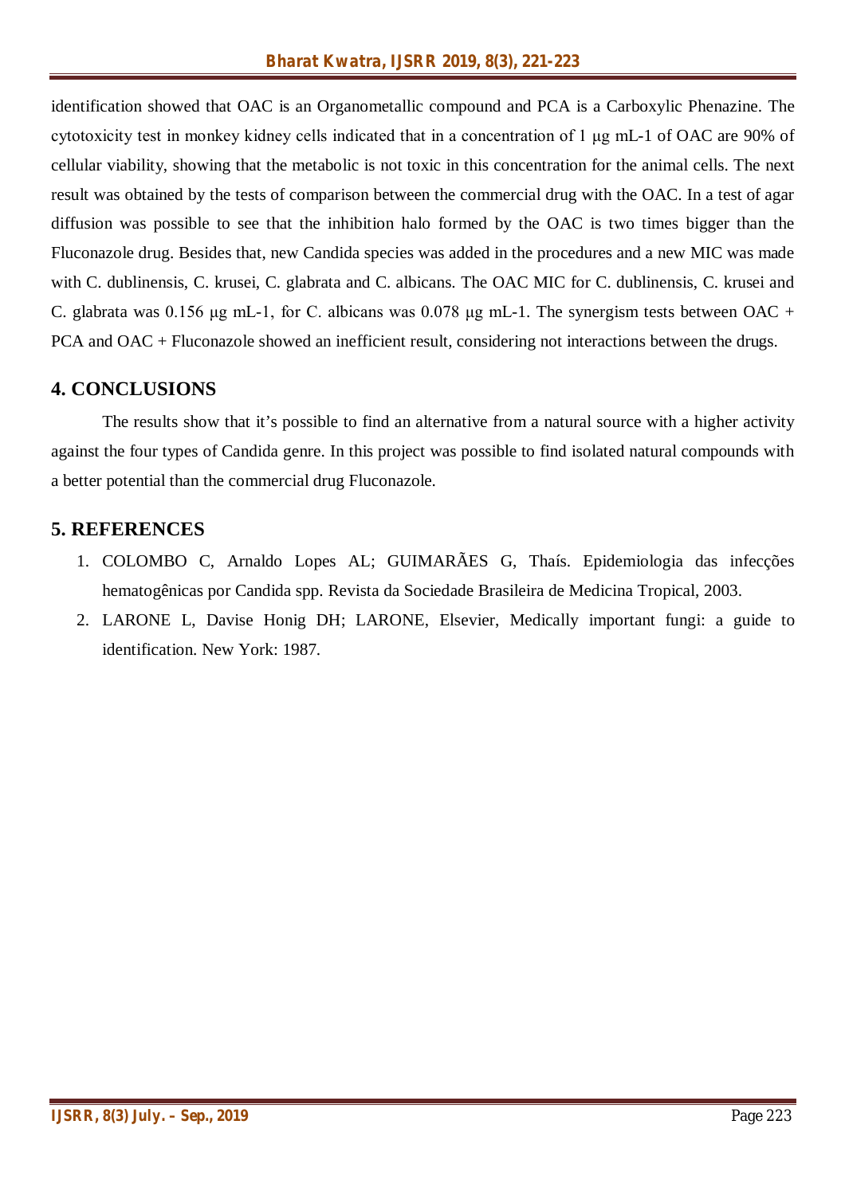identification showed that OAC is an Organometallic compound and PCA is a Carboxylic Phenazine. The cytotoxicity test in monkey kidney cells indicated that in a concentration of 1 μg mL-1 of OAC are 90% of cellular viability, showing that the metabolic is not toxic in this concentration for the animal cells. The next result was obtained by the tests of comparison between the commercial drug with the OAC. In a test of agar diffusion was possible to see that the inhibition halo formed by the OAC is two times bigger than the Fluconazole drug. Besides that, new Candida species was added in the procedures and a new MIC was made with C. dublinensis, C. krusei, C. glabrata and C. albicans. The OAC MIC for C. dublinensis, C. krusei and C. glabrata was 0.156 μg mL-1, for C. albicans was 0.078 μg mL-1. The synergism tests between OAC + PCA and OAC + Fluconazole showed an inefficient result, considering not interactions between the drugs.

## 4. CONCLUSIONS

The results show that it's possible to find an alternative from a natural source with a higher activity against the four types of Candida genre. In this project was possible to find isolated natural compounds with a better potential than the commercial drug Fluconazole.

## 5. REFERENCES

1. COLOMBO C, Arnaldo Lopes AL; GUIMARÃES G, Thaís. Epidemiologia das infecções hematogênicas por Candida spp. Revista da Sociedade Brasileira de Medicina Tropical, 2003.
2. LARONE L, Davise Honig DH; LARONE, Elsevier, Medically important fungi: a guide to identification. New York: 1987.